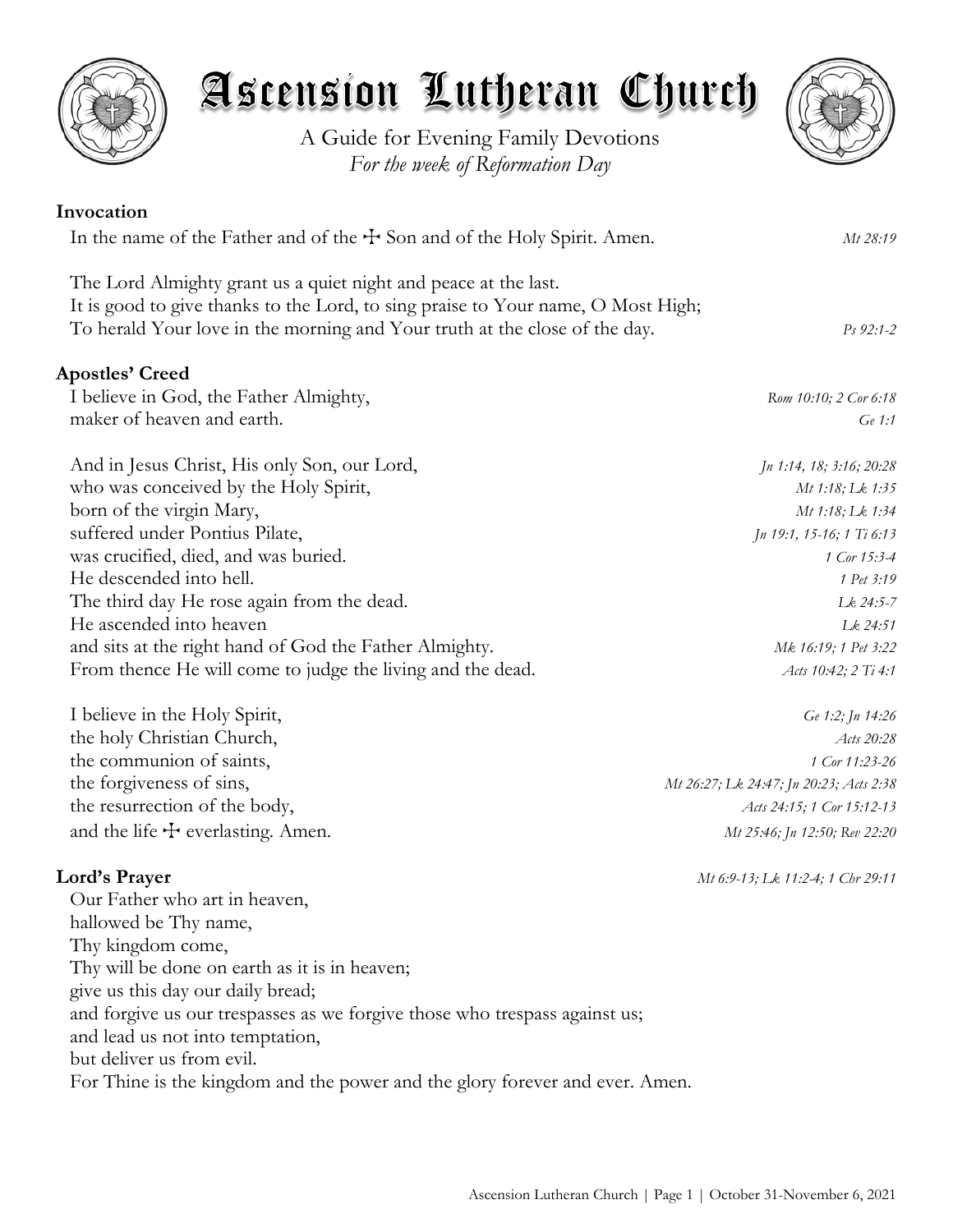# Ascension Lutheran Church

A Guide for Evening Family Devotions
*For the week of Reformation Day*

**Invocation**

In the name of the Father and of the ☩ Son and of the Holy Spirit. Amen. *Mt 28:19*

The Lord Almighty grant us a quiet night and peace at the last.
It is good to give thanks to the Lord, to sing praise to Your name, O Most High;
To herald Your love in the morning and Your truth at the close of the day. *Ps 92:1-2*

**Apostles' Creed**

I believe in God, the Father Almighty, *Rom 10:10; 2 Cor 6:18*
maker of heaven and earth. *Ge 1:1*

And in Jesus Christ, His only Son, our Lord, *Jn 1:14, 18; 3:16; 20:28*
who was conceived by the Holy Spirit, *Mt 1:18; Lk 1:35*
born of the virgin Mary, *Mt 1:18; Lk 1:34*
suffered under Pontius Pilate, *Jn 19:1, 15-16; 1 Ti 6:13*
was crucified, died, and was buried. *1 Cor 15:3-4*
He descended into hell. *1 Pet 3:19*
The third day He rose again from the dead. *Lk 24:5-7*
He ascended into heaven *Lk 24:51*
and sits at the right hand of God the Father Almighty. *Mk 16:19; 1 Pet 3:22*
From thence He will come to judge the living and the dead. *Acts 10:42; 2 Ti 4:1*

I believe in the Holy Spirit, *Ge 1:2; Jn 14:26*
the holy Christian Church, *Acts 20:28*
the communion of saints, *1 Cor 11:23-26*
the forgiveness of sins, *Mt 26:27; Lk 24:47; Jn 20:23; Acts 2:38*
the resurrection of the body, *Acts 24:15; 1 Cor 15:12-13*
and the life ☩ everlasting. Amen. *Mt 25:46; Jn 12:50; Rev 22:20*

**Lord's Prayer** *Mt 6:9-13; Lk 11:2-4; 1 Chr 29:11*

Our Father who art in heaven,
hallowed be Thy name,
Thy kingdom come,
Thy will be done on earth as it is in heaven;
give us this day our daily bread;
and forgive us our trespasses as we forgive those who trespass against us;
and lead us not into temptation,
but deliver us from evil.
For Thine is the kingdom and the power and the glory forever and ever. Amen.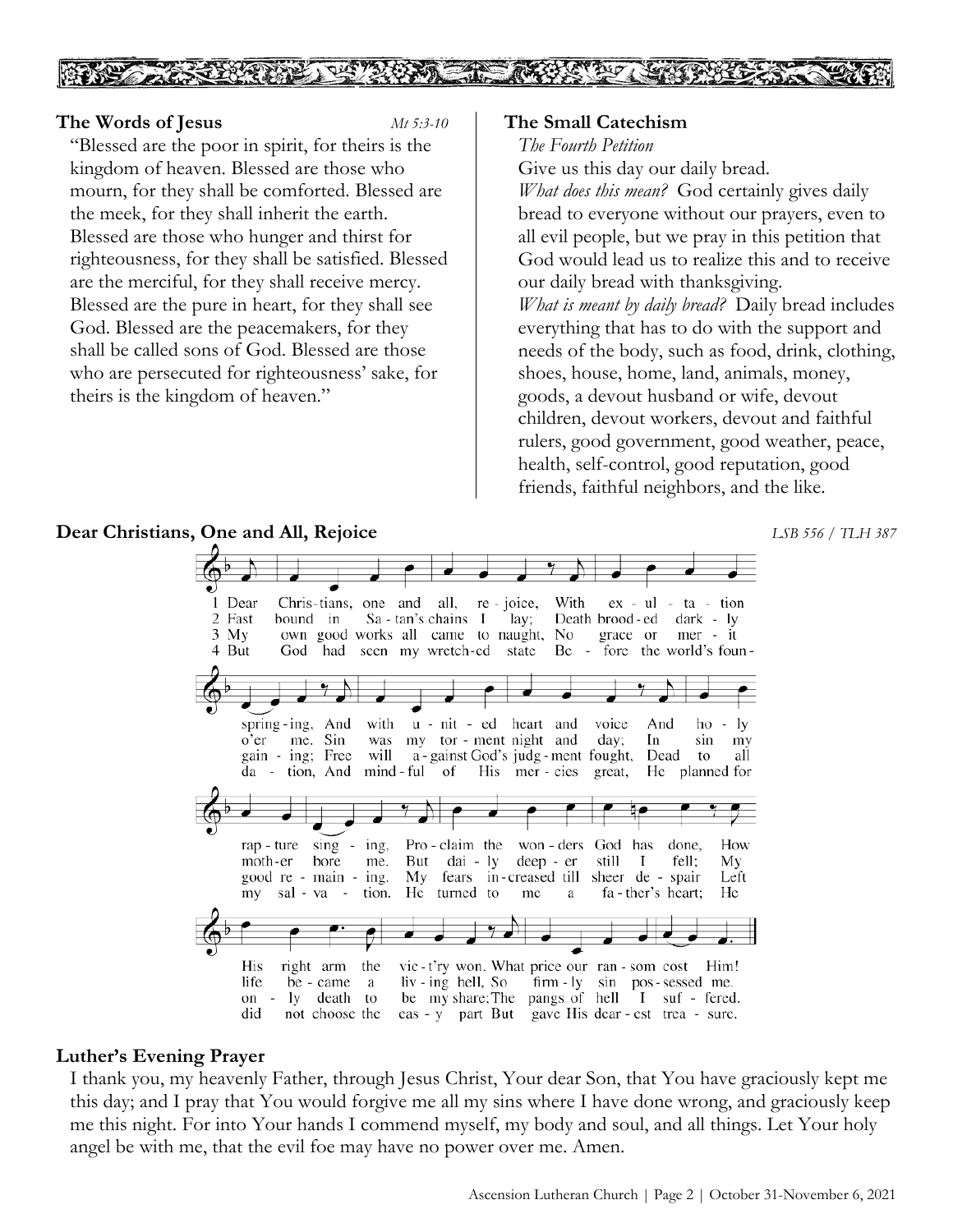**The Words of Jesus** *Mt 5:3-10*

"Blessed are the poor in spirit, for theirs is the kingdom of heaven. Blessed are those who mourn, for they shall be comforted. Blessed are the meek, for they shall inherit the earth. Blessed are those who hunger and thirst for righteousness, for they shall be satisfied. Blessed are the merciful, for they shall receive mercy. Blessed are the pure in heart, for they shall see God. Blessed are the peacemakers, for they shall be called sons of God. Blessed are those who are persecuted for righteousness' sake, for theirs is the kingdom of heaven."

**The Small Catechism**

*The Fourth Petition*

Give us this day our daily bread.

*What does this mean?* God certainly gives daily bread to everyone without our prayers, even to all evil people, but we pray in this petition that God would lead us to realize this and to receive our daily bread with thanksgiving.

*What is meant by daily bread?* Daily bread includes everything that has to do with the support and needs of the body, such as food, drink, clothing, shoes, house, home, land, animals, money, goods, a devout husband or wife, devout children, devout workers, devout and faithful rulers, good government, good weather, peace, health, self-control, good reputation, good friends, faithful neighbors, and the like.

**Dear Christians, One and All, Rejoice** *LSB 556 / TLH 387*

1 Dear Christians, one and all, rejoice, With exultation springing, And with united heart and voice And holy rapture singing, Proclaim the wonders God has done, How His right arm the vic-t'ry won. What price our ransom cost Him!

2 Fast bound in Satan's chains I lay; Death brooded darkly o'er me. Sin was my torment night and day; In sin my mother bore me. But daily deeper still I fell; My life became a living hell, So firmly sin possessed me.

3 My own good works all came to naught, No grace or merit gaining; Free will against God's judgment fought, Dead to all good remaining. My fears increased till sheer despair Left only death to be my share; The pangs of hell I suffered.

4 But God had seen my wretched state Before the world's foundation, And mindful of His mercies great, He planned for my salvation. He turned to me a father's heart; He did not choose the easy part But gave His dearest treasure.

**Luther's Evening Prayer**

I thank you, my heavenly Father, through Jesus Christ, Your dear Son, that You have graciously kept me this day; and I pray that You would forgive me all my sins where I have done wrong, and graciously keep me this night. For into Your hands I commend myself, my body and soul, and all things. Let Your holy angel be with me, that the evil foe may have no power over me. Amen.